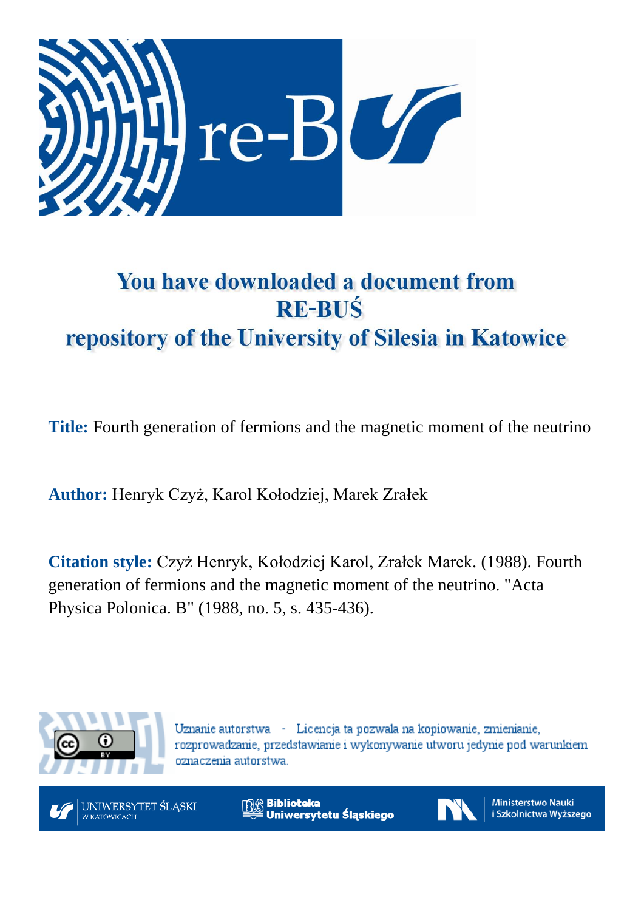# You have downloaded a document from RE-BUŚ repository of the University of Silesia in Katowice

**Title:** Fourth generation of fermions and the magnetic moment of the neutrino

**Author:** Henryk Czyż, Karol Kołodziej, Marek Zrałek

**Citation style:** Czyż Henryk, Kołodziej Karol, Zrałek Marek. (1988). Fourth generation of fermions and the magnetic moment of the neutrino. "Acta Physica Polonica. B" (1988, no. 5, s. 435-436).

Uznanie autorstwa - Licencja ta pozwala na kopiowanie, zmienianie, rozprowadzanie, przedstawianie i wykonywanie utworu jedynie pod warunkiem oznaczenia autorstwa.

UNIWERSYTET ŚLĄSKI W KATOWICACH | Biblioteka Uniwersytetu Śląskiego | Ministerstwo Nauki i Szkolnictwa Wyższego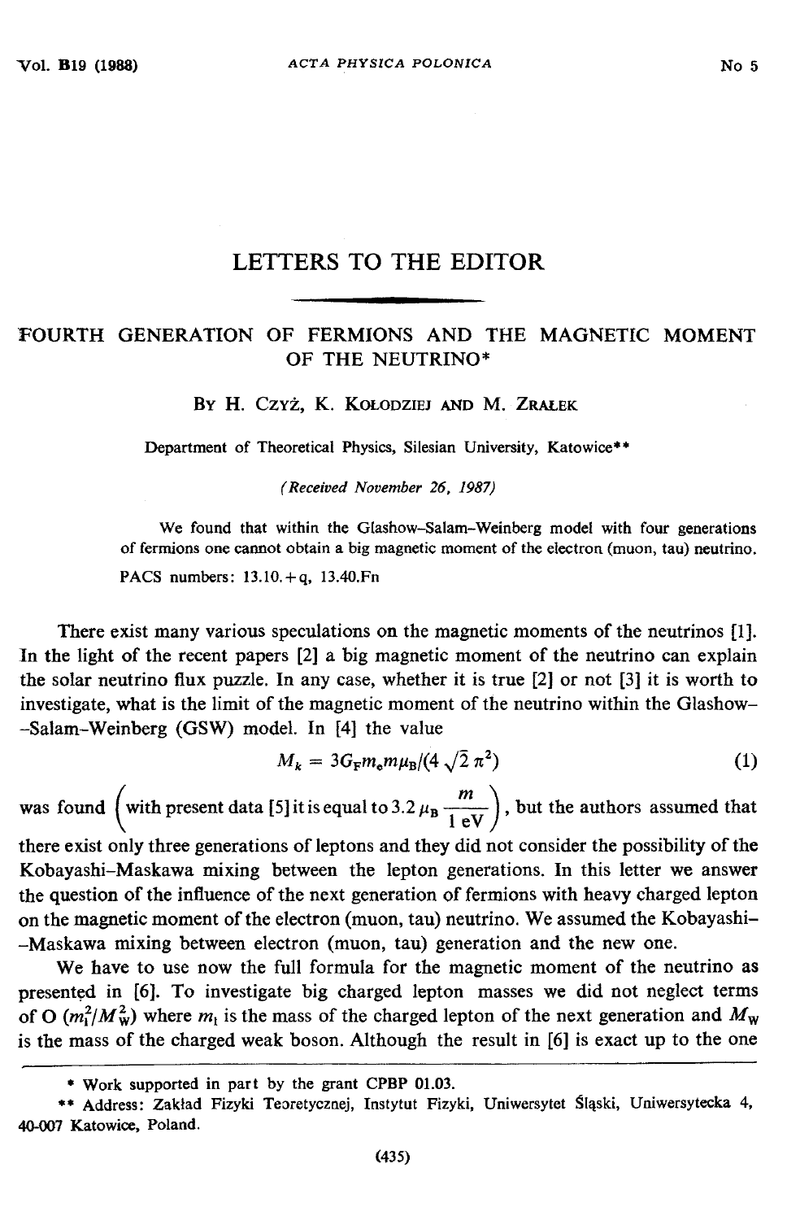# LETTERS TO THE EDITOR

## FOURTH GENERATION OF FERMIONS AND THE MAGNETIC MOMENT OF THE NEUTRINO*

By H. Czyż, K. Kołodziej and M. Zrałek

Department of Theoretical Physics, Silesian University, Katowice**

*(Received November 26, 1987)*

We found that within the Glashow-Salam-Weinberg model with four generations of fermions one cannot obtain a big magnetic moment of the electron (muon, tau) neutrino.

PACS numbers: 13.10.+q, 13.40.Fn

There exist many various speculations on the magnetic moments of the neutrinos [1]. In the light of the recent papers [2] a big magnetic moment of the neutrino can explain the solar neutrino flux puzzle. In any case, whether it is true [2] or not [3] it is worth to investigate, what is the limit of the magnetic moment of the neutrino within the Glashow-Salam-Weinberg (GSW) model. In [4] the value

$$M_k = 3G_F m_e m \mu_B/(4\sqrt{2}\,\pi^2) \tag{1}$$

was found $\left(\text{with present data [5] it is equal to } 3.2\,\mu_B \dfrac{m}{1\text{ eV}}\right)$, but the authors assumed that there exist only three generations of leptons and they did not consider the possibility of the Kobayashi-Maskawa mixing between the lepton generations. In this letter we answer the question of the influence of the next generation of fermions with heavy charged lepton on the magnetic moment of the electron (muon, tau) neutrino. We assumed the Kobayashi-Maskawa mixing between electron (muon, tau) generation and the new one.

We have to use now the full formula for the magnetic moment of the neutrino as presented in [6]. To investigate big charged lepton masses we did not neglect terms of $O(m_l^2/M_W^2)$ where $m_l$ is the mass of the charged lepton of the next generation and $M_W$ is the mass of the charged weak boson. Although the result in [6] is exact up to the one

---

\* Work supported in part by the grant CPBP 01.03.

\** Address: Zakład Fizyki Teoretycznej, Instytut Fizyki, Uniwersytet Śląski, Uniwersytecka 4, 40-007 Katowice, Poland.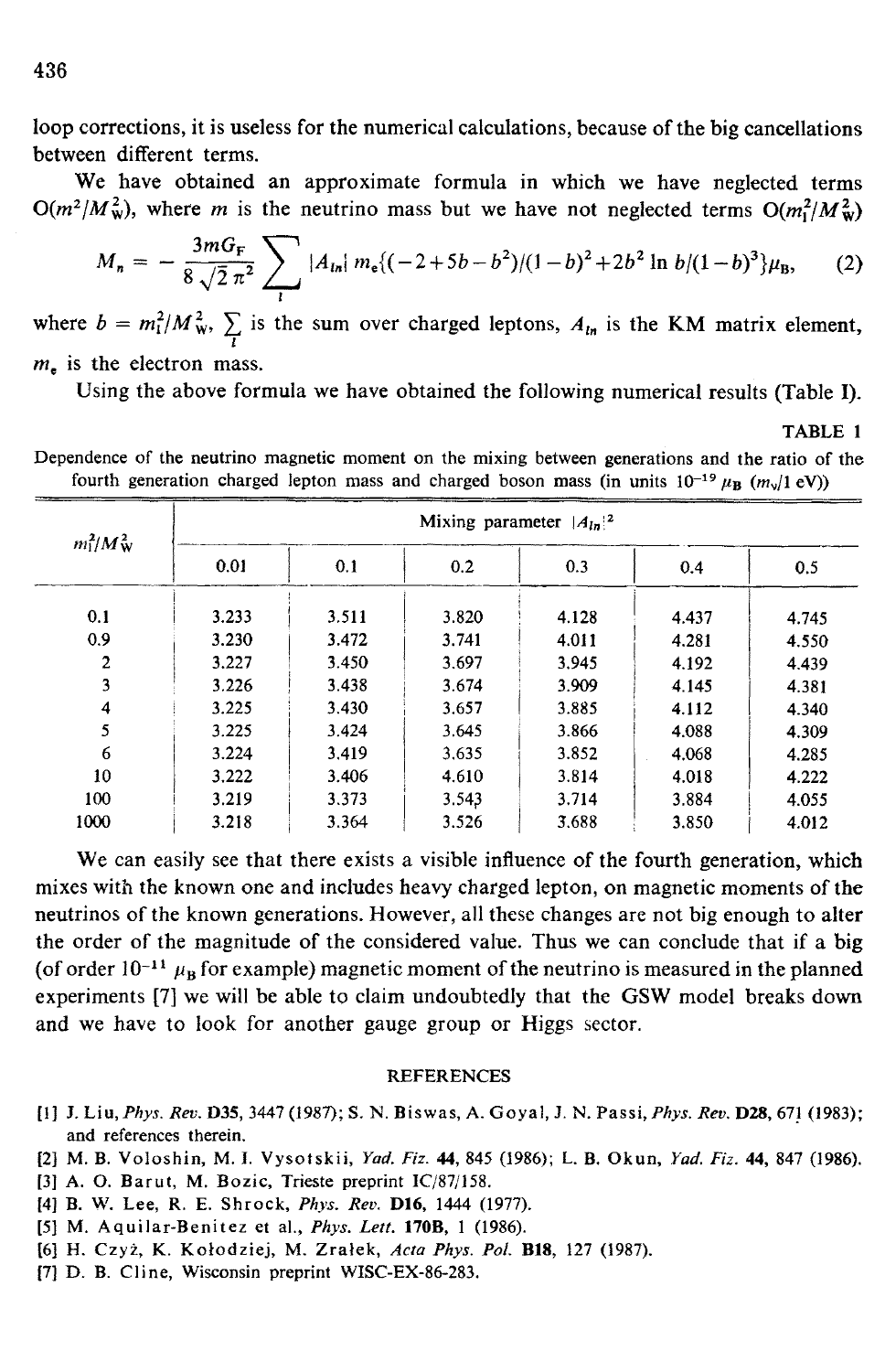loop corrections, it is useless for the numerical calculations, because of the big cancellations between different terms.

We have obtained an approximate formula in which we have neglected terms $O(m^2/M_W^2)$, where $m$ is the neutrino mass but we have not neglected terms $O(m_l^2/M_W^2)$

$$M_n = -\frac{3mG_F}{8\sqrt{2}\pi^2}\sum_l |A_{ln}|\, m_e\{(-2+5b-b^2)/(1-b)^2+2b^2\ln b/(1-b)^3\}\mu_B, \qquad (2)$$

where $b = m_l^2/M_W^2$, $\sum_l$ is the sum over charged leptons, $A_{ln}$ is the KM matrix element, $m_e$ is the electron mass.

Using the above formula we have obtained the following numerical results (Table I).

TABLE 1

Dependence of the neutrino magnetic moment on the mixing between generations and the ratio of the fourth generation charged lepton mass and charged boson mass (in units $10^{-19}\,\mu_B\,(m_\nu/1\text{ eV})$)

| $m_l^2/M_W^2$ | Mixing parameter $\lvert A_{ln}\rvert^2$ | | | | | |
|---|---|---|---|---|---|---|
| | 0.01 | 0.1 | 0.2 | 0.3 | 0.4 | 0.5 |
| 0.1 | 3.233 | 3.511 | 3.820 | 4.128 | 4.437 | 4.745 |
| 0.9 | 3.230 | 3.472 | 3.741 | 4.011 | 4.281 | 4.550 |
| 2 | 3.227 | 3.450 | 3.697 | 3.945 | 4.192 | 4.439 |
| 3 | 3.226 | 3.438 | 3.674 | 3.909 | 4.145 | 4.381 |
| 4 | 3.225 | 3.430 | 3.657 | 3.885 | 4.112 | 4.340 |
| 5 | 3.225 | 3.424 | 3.645 | 3.866 | 4.088 | 4.309 |
| 6 | 3.224 | 3.419 | 3.635 | 3.852 | 4.068 | 4.285 |
| 10 | 3.222 | 3.406 | 4.610 | 3.814 | 4.018 | 4.222 |
| 100 | 3.219 | 3.373 | 3.543 | 3.714 | 3.884 | 4.055 |
| 1000 | 3.218 | 3.364 | 3.526 | 3.688 | 3.850 | 4.012 |

We can easily see that there exists a visible influence of the fourth generation, which mixes with the known one and includes heavy charged lepton, on magnetic moments of the neutrinos of the known generations. However, all these changes are not big enough to alter the order of the magnitude of the considered value. Thus we can conclude that if a big (of order $10^{-11}\,\mu_B$ for example) magnetic moment of the neutrino is measured in the planned experiments [7] we will be able to claim undoubtedly that the GSW model breaks down and we have to look for another gauge group or Higgs sector.

## REFERENCES

[1] J. Liu, *Phys. Rev.* **D35**, 3447 (1987); S. N. Biswas, A. Goyal, J. N. Passi, *Phys. Rev.* **D28**, 671 (1983); and references therein.

[2] M. B. Voloshin, M. I. Vysotskii, *Yad. Fiz.* **44**, 845 (1986); L. B. Okun, *Yad. Fiz.* **44**, 847 (1986).

[3] A. O. Barut, M. Bozic, Trieste preprint IC/87/158.

[4] B. W. Lee, R. E. Shrock, *Phys. Rev.* **D16**, 1444 (1977).

[5] M. Aquilar-Benitez et al., *Phys. Lett.* **170B**, 1 (1986).

[6] H. Czyż, K. Kołodziej, M. Zrałek, *Acta Phys. Pol.* **B18**, 127 (1987).

[7] D. B. Cline, Wisconsin preprint WISC-EX-86-283.